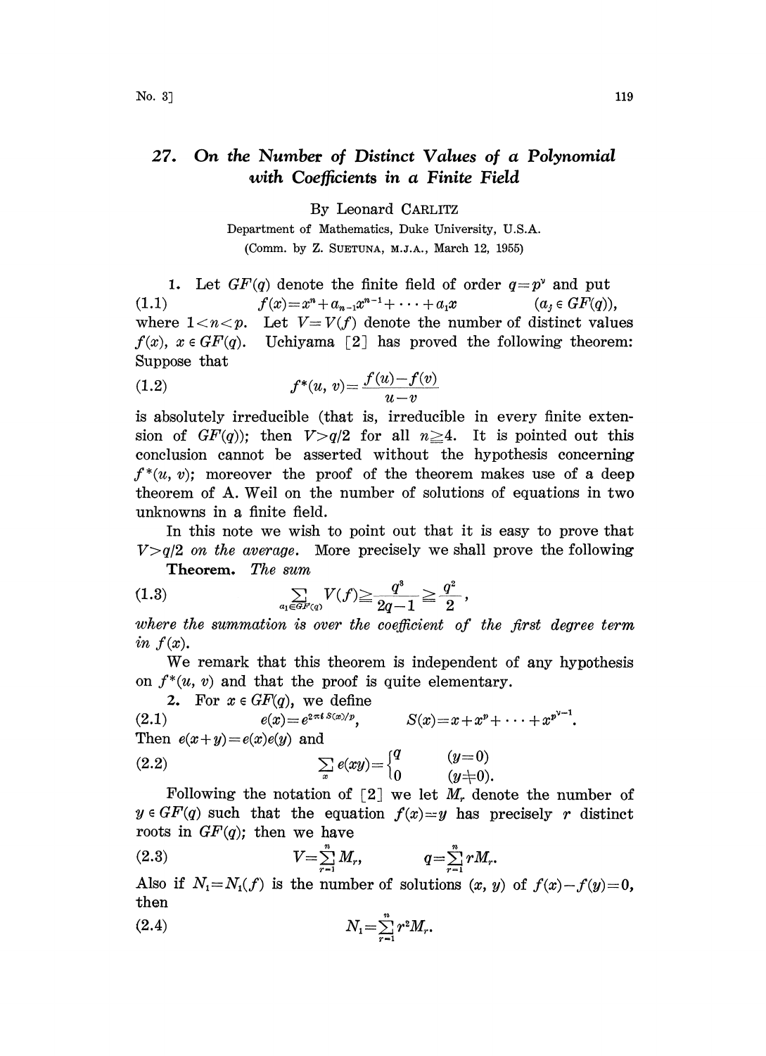# 27. On the Number of Distinct Values of a Polynomial with Coefficients in a Finite Field

By Leonard CARLITZ

Department of Mathematics, Duke University, U.S.A.

(Comm. by Z. SUETUNA, M.J.A., March 12, 1955)

1. Let $GF(q)$ denote the finite field of order $q=p^\nu$ and put

$$f(x)=x^n+a_{n-1}x^{n-1}+\cdots+a_1x \qquad (a_j\in GF(q)), \tag{1.1}$$

where $1<n<p$. Let $V=V(f)$ denote the number of distinct values $f(x)$, $x\in GF(q)$. Uchiyama [2] has proved the following theorem: Suppose that

$$f^*(u,v)=\frac{f(u)-f(v)}{u-v} \tag{1.2}$$

is absolutely irreducible (that is, irreducible in every finite extension of $GF(q)$); then $V>q/2$ for all $n\geqq 4$. It is pointed out this conclusion cannot be asserted without the hypothesis concerning $f^*(u,v)$; moreover the proof of the theorem makes use of a deep theorem of A. Weil on the number of solutions of equations in two unknowns in a finite field.

In this note we wish to point out that it is easy to prove that $V>q/2$ *on the average*. More precisely we shall prove the following

**Theorem.** *The sum*

$$\sum_{a_1\in GF(q)} V(f)\geqq \frac{q^3}{2q-1}\geqq \frac{q^2}{2}, \tag{1.3}$$

*where the summation is over the coefficient of the first degree term in* $f(x)$.

We remark that this theorem is independent of any hypothesis on $f^*(u,v)$ and that the proof is quite elementary.

2. For $x\in GF(q)$, we define

$$e(x)=e^{2\pi i S(x)/p}, \qquad S(x)=x+x^p+\cdots+x^{p^{\nu-1}}. \tag{2.1}$$

Then $e(x+y)=e(x)e(y)$ and

$$\sum_x e(xy)=\begin{cases} q & (y=0)\\ 0 & (y\neq 0).\end{cases} \tag{2.2}$$

Following the notation of [2] we let $M_r$ denote the number of $y\in GF(q)$ such that the equation $f(x)=y$ has precisely $r$ distinct roots in $GF(q)$; then we have

$$V=\sum_{r=1}^{n} M_r, \qquad q=\sum_{r=1}^{n} rM_r. \tag{2.3}$$

Also if $N_1=N_1(f)$ is the number of solutions $(x,y)$ of $f(x)-f(y)=0$, then

$$N_1=\sum_{r=1}^{n} r^2M_r. \tag{2.4}$$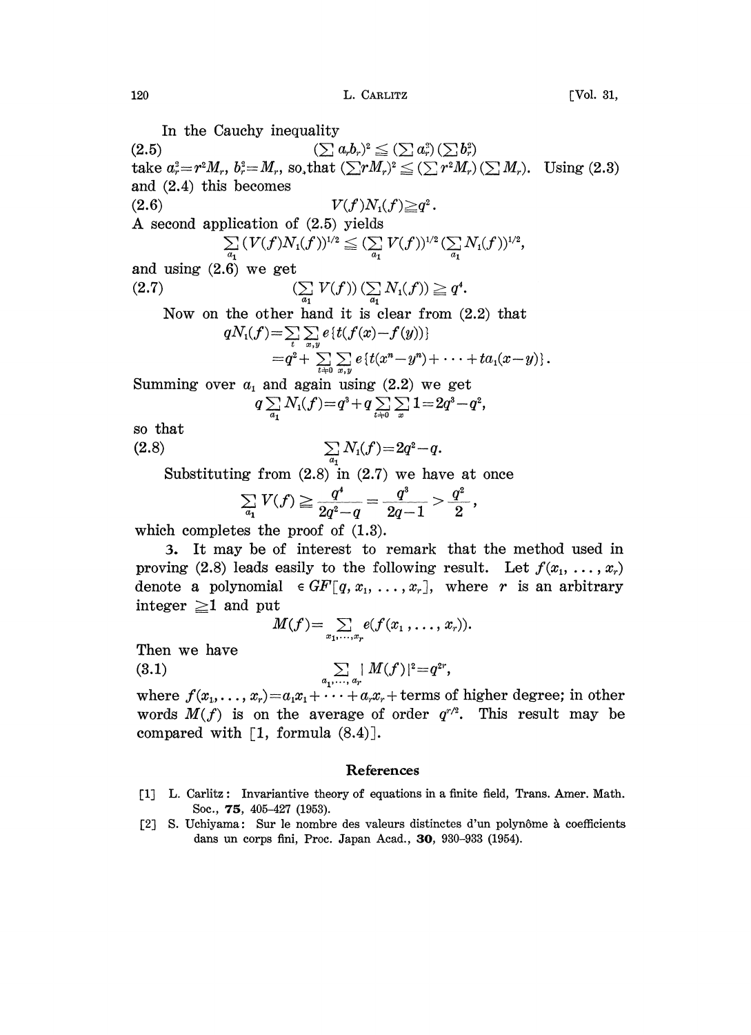In the Cauchy inequality

$$(2.5) \qquad (\sum a_r b_r)^2 \leqq (\sum a_r^2)(\sum b_r^2)$$

take $a_r^2 = r^2 M_r$, $b_r^2 = M_r$, so that $(\sum r M_r)^2 \leqq (\sum r^2 M_r)(\sum M_r)$. Using (2.3) and (2.4) this becomes

$$(2.6) \qquad V(f) N_1(f) \geqq q^2.$$

A second application of (2.5) yields

$$\sum_{a_1} (V(f) N_1(f))^{1/2} \leqq (\sum_{a_1} V(f))^{1/2} (\sum_{a_1} N_1(f))^{1/2},$$

and using (2.6) we get

$$(2.7) \qquad (\sum_{a_1} V(f))(\sum_{a_1} N_1(f)) \geqq q^4.$$

Now on the other hand it is clear from (2.2) that

$$\begin{aligned} q N_1(f) &= \sum_t \sum_{x,y} e\{t(f(x) - f(y))\} \\ &= q^2 + \sum_{t \neq 0} \sum_{x,y} e\{t(x^n - y^n) + \cdots + t a_1 (x - y)\}. \end{aligned}$$

Summing over $a_1$ and again using (2.2) we get

$$q \sum_{a_1} N_1(f) = q^3 + q \sum_{t \neq 0} \sum_x 1 = 2q^3 - q^2,$$

so that

$$(2.8) \qquad \sum_{a_1} N_1(f) = 2q^2 - q.$$

Substituting from (2.8) in (2.7) we have at once

$$\sum_{a_1} V(f) \geqq \frac{q^4}{2q^2 - q} = \frac{q^3}{2q - 1} > \frac{q^2}{2},$$

which completes the proof of (1.3).

**3.** It may be of interest to remark that the method used in proving (2.8) leads easily to the following result. Let $f(x_1, \ldots, x_r)$ denote a polynomial $\in GF[q, x_1, \ldots, x_r]$, where $r$ is an arbitrary integer $\geqq 1$ and put

$$M(f) = \sum_{x_1, \cdots, x_r} e(f(x_1, \ldots, x_r)).$$

Then we have

$$(3.1) \qquad \sum_{a_1, \ldots, a_r} |M(f)|^2 = q^{2r},$$

where $f(x_1, \ldots, x_r) = a_1 x_1 + \cdots + a_r x_r +$ terms of higher degree; in other words $M(f)$ is on the average of order $q^{r/2}$. This result may be compared with [1, formula (8.4)].

## References

[1] L. Carlitz: Invariantive theory of equations in a finite field, Trans. Amer. Math. Soc., **75**, 405–427 (1953).

[2] S. Uchiyama: Sur le nombre des valeurs distinctes d'un polynôme à coefficients dans un corps fini, Proc. Japan Acad., **30**, 930–933 (1954).